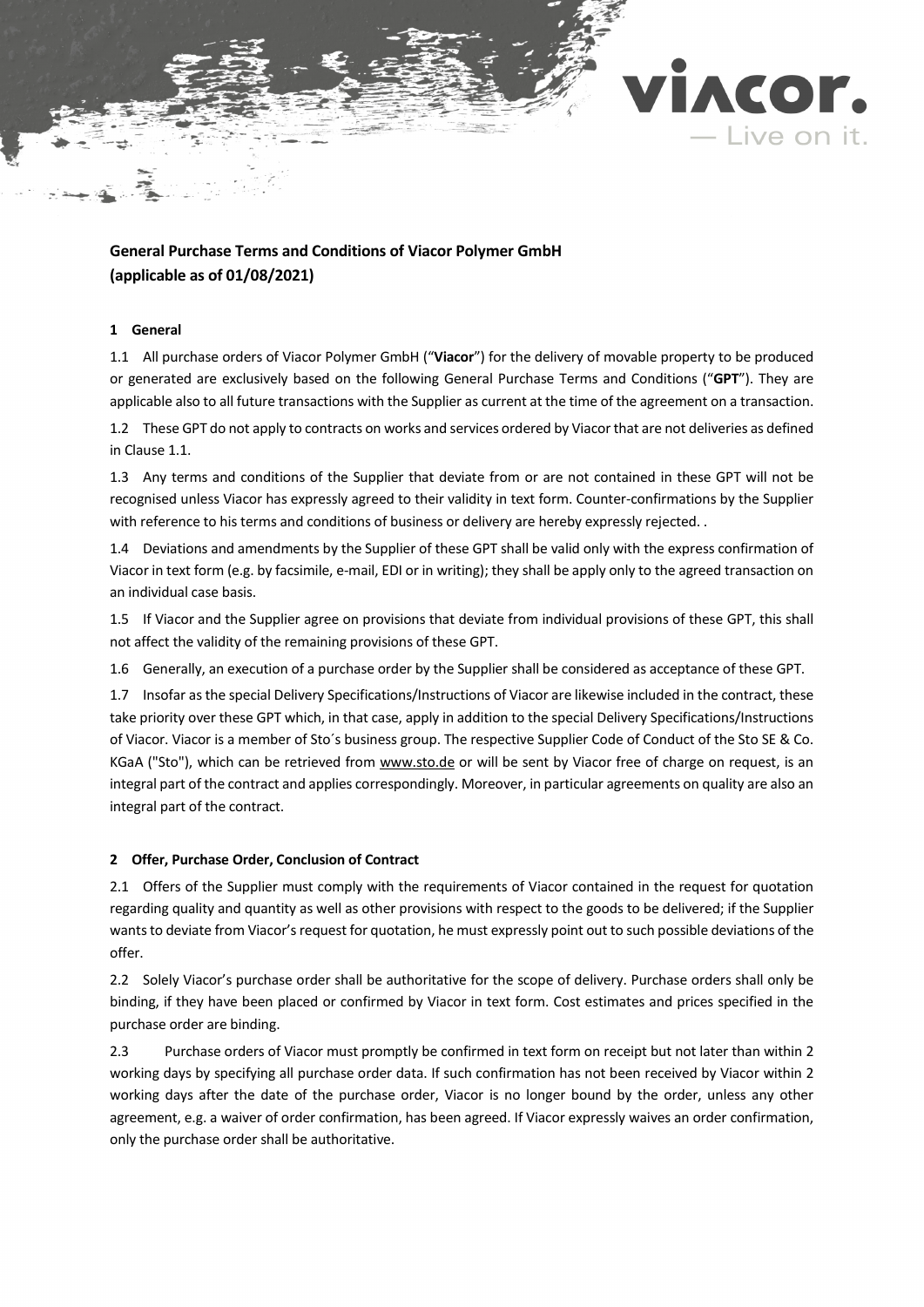**General Purchase Terms and Conditions of Viacor Polymer GmbH**
**(applicable as of 01/08/2021)**

## 1 General

1.1 All purchase orders of Viacor Polymer GmbH ("**Viacor**") for the delivery of movable property to be produced or generated are exclusively based on the following General Purchase Terms and Conditions ("**GPT**"). They are applicable also to all future transactions with the Supplier as current at the time of the agreement on a transaction.

1.2 These GPT do not apply to contracts on works and services ordered by Viacor that are not deliveries as defined in Clause 1.1.

1.3 Any terms and conditions of the Supplier that deviate from or are not contained in these GPT will not be recognised unless Viacor has expressly agreed to their validity in text form. Counter-confirmations by the Supplier with reference to his terms and conditions of business or delivery are hereby expressly rejected. .

1.4 Deviations and amendments by the Supplier of these GPT shall be valid only with the express confirmation of Viacor in text form (e.g. by facsimile, e-mail, EDI or in writing); they shall be apply only to the agreed transaction on an individual case basis.

1.5 If Viacor and the Supplier agree on provisions that deviate from individual provisions of these GPT, this shall not affect the validity of the remaining provisions of these GPT.

1.6 Generally, an execution of a purchase order by the Supplier shall be considered as acceptance of these GPT.

1.7 Insofar as the special Delivery Specifications/Instructions of Viacor are likewise included in the contract, these take priority over these GPT which, in that case, apply in addition to the special Delivery Specifications/Instructions of Viacor. Viacor is a member of Sto´s business group. The respective Supplier Code of Conduct of the Sto SE & Co. KGaA ("Sto"), which can be retrieved from www.sto.de or will be sent by Viacor free of charge on request, is an integral part of the contract and applies correspondingly. Moreover, in particular agreements on quality are also an integral part of the contract.

## 2 Offer, Purchase Order, Conclusion of Contract

2.1 Offers of the Supplier must comply with the requirements of Viacor contained in the request for quotation regarding quality and quantity as well as other provisions with respect to the goods to be delivered; if the Supplier wants to deviate from Viacor's request for quotation, he must expressly point out to such possible deviations of the offer.

2.2 Solely Viacor's purchase order shall be authoritative for the scope of delivery. Purchase orders shall only be binding, if they have been placed or confirmed by Viacor in text form. Cost estimates and prices specified in the purchase order are binding.

2.3 Purchase orders of Viacor must promptly be confirmed in text form on receipt but not later than within 2 working days by specifying all purchase order data. If such confirmation has not been received by Viacor within 2 working days after the date of the purchase order, Viacor is no longer bound by the order, unless any other agreement, e.g. a waiver of order confirmation, has been agreed. If Viacor expressly waives an order confirmation, only the purchase order shall be authoritative.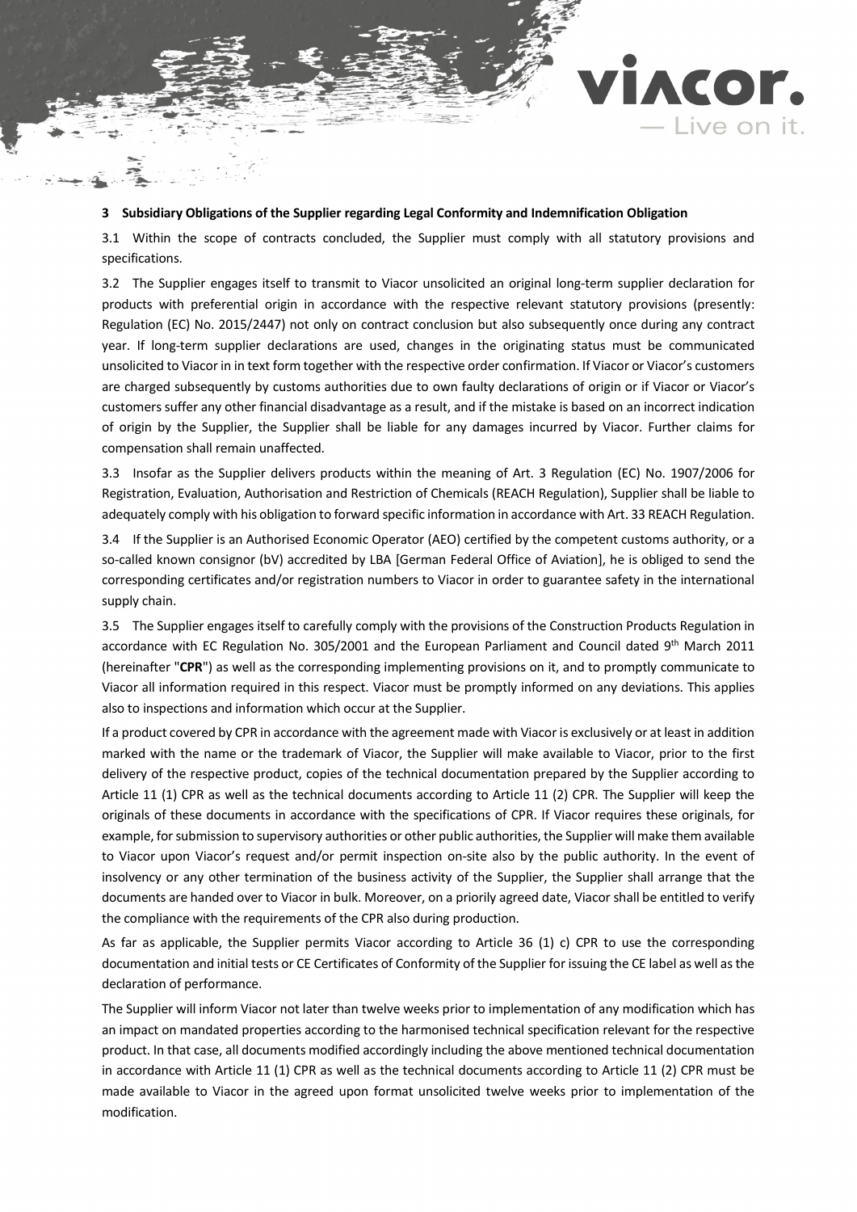### 3 Subsidiary Obligations of the Supplier regarding Legal Conformity and Indemnification Obligation

3.1 Within the scope of contracts concluded, the Supplier must comply with all statutory provisions and specifications.

3.2 The Supplier engages itself to transmit to Viacor unsolicited an original long-term supplier declaration for products with preferential origin in accordance with the respective relevant statutory provisions (presently: Regulation (EC) No. 2015/2447) not only on contract conclusion but also subsequently once during any contract year. If long-term supplier declarations are used, changes in the originating status must be communicated unsolicited to Viacor in in text form together with the respective order confirmation. If Viacor or Viacor's customers are charged subsequently by customs authorities due to own faulty declarations of origin or if Viacor or Viacor's customers suffer any other financial disadvantage as a result, and if the mistake is based on an incorrect indication of origin by the Supplier, the Supplier shall be liable for any damages incurred by Viacor. Further claims for compensation shall remain unaffected.

3.3 Insofar as the Supplier delivers products within the meaning of Art. 3 Regulation (EC) No. 1907/2006 for Registration, Evaluation, Authorisation and Restriction of Chemicals (REACH Regulation), Supplier shall be liable to adequately comply with his obligation to forward specific information in accordance with Art. 33 REACH Regulation.

3.4 If the Supplier is an Authorised Economic Operator (AEO) certified by the competent customs authority, or a so-called known consignor (bV) accredited by LBA [German Federal Office of Aviation], he is obliged to send the corresponding certificates and/or registration numbers to Viacor in order to guarantee safety in the international supply chain.

3.5 The Supplier engages itself to carefully comply with the provisions of the Construction Products Regulation in accordance with EC Regulation No. 305/2001 and the European Parliament and Council dated 9th March 2011 (hereinafter "**CPR**") as well as the corresponding implementing provisions on it, and to promptly communicate to Viacor all information required in this respect. Viacor must be promptly informed on any deviations. This applies also to inspections and information which occur at the Supplier.

If a product covered by CPR in accordance with the agreement made with Viacor is exclusively or at least in addition marked with the name or the trademark of Viacor, the Supplier will make available to Viacor, prior to the first delivery of the respective product, copies of the technical documentation prepared by the Supplier according to Article 11 (1) CPR as well as the technical documents according to Article 11 (2) CPR. The Supplier will keep the originals of these documents in accordance with the specifications of CPR. If Viacor requires these originals, for example, for submission to supervisory authorities or other public authorities, the Supplier will make them available to Viacor upon Viacor's request and/or permit inspection on-site also by the public authority. In the event of insolvency or any other termination of the business activity of the Supplier, the Supplier shall arrange that the documents are handed over to Viacor in bulk. Moreover, on a priorily agreed date, Viacor shall be entitled to verify the compliance with the requirements of the CPR also during production.

As far as applicable, the Supplier permits Viacor according to Article 36 (1) c) CPR to use the corresponding documentation and initial tests or CE Certificates of Conformity of the Supplier for issuing the CE label as well as the declaration of performance.

The Supplier will inform Viacor not later than twelve weeks prior to implementation of any modification which has an impact on mandated properties according to the harmonised technical specification relevant for the respective product. In that case, all documents modified accordingly including the above mentioned technical documentation in accordance with Article 11 (1) CPR as well as the technical documents according to Article 11 (2) CPR must be made available to Viacor in the agreed upon format unsolicited twelve weeks prior to implementation of the modification.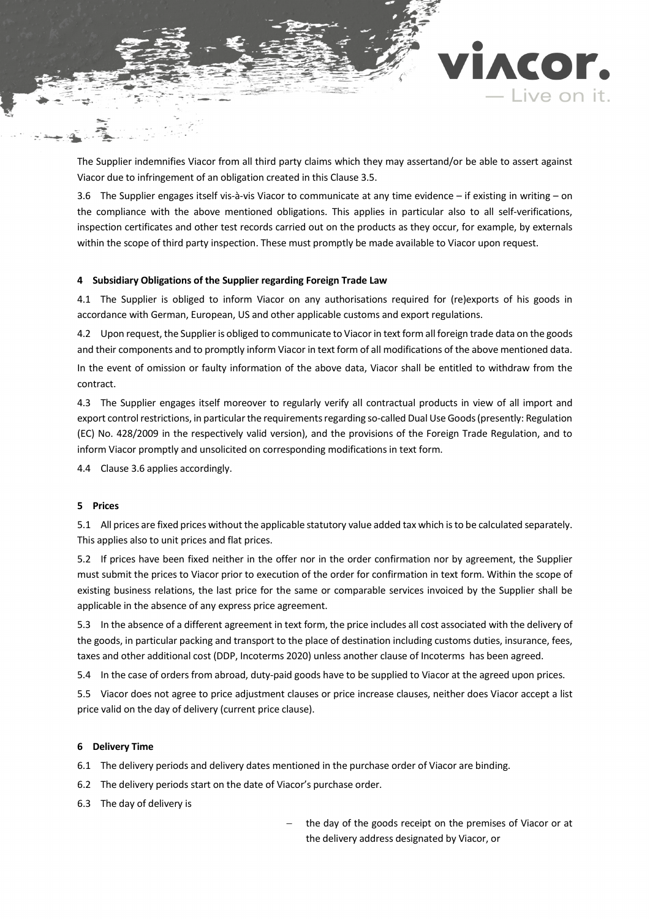The Supplier indemnifies Viacor from all third party claims which they may assertand/or be able to assert against Viacor due to infringement of an obligation created in this Clause 3.5.

3.6 The Supplier engages itself vis-à-vis Viacor to communicate at any time evidence – if existing in writing – on the compliance with the above mentioned obligations. This applies in particular also to all self-verifications, inspection certificates and other test records carried out on the products as they occur, for example, by externals within the scope of third party inspection. These must promptly be made available to Viacor upon request.

**4 Subsidiary Obligations of the Supplier regarding Foreign Trade Law**

4.1 The Supplier is obliged to inform Viacor on any authorisations required for (re)exports of his goods in accordance with German, European, US and other applicable customs and export regulations.

4.2 Upon request, the Supplier is obliged to communicate to Viacor in text form all foreign trade data on the goods and their components and to promptly inform Viacor in text form of all modifications of the above mentioned data.

In the event of omission or faulty information of the above data, Viacor shall be entitled to withdraw from the contract.

4.3 The Supplier engages itself moreover to regularly verify all contractual products in view of all import and export control restrictions, in particular the requirements regarding so-called Dual Use Goods (presently: Regulation (EC) No. 428/2009 in the respectively valid version), and the provisions of the Foreign Trade Regulation, and to inform Viacor promptly and unsolicited on corresponding modifications in text form.

4.4 Clause 3.6 applies accordingly.

**5 Prices**

5.1 All prices are fixed prices without the applicable statutory value added tax which is to be calculated separately. This applies also to unit prices and flat prices.

5.2 If prices have been fixed neither in the offer nor in the order confirmation nor by agreement, the Supplier must submit the prices to Viacor prior to execution of the order for confirmation in text form. Within the scope of existing business relations, the last price for the same or comparable services invoiced by the Supplier shall be applicable in the absence of any express price agreement.

5.3 In the absence of a different agreement in text form, the price includes all cost associated with the delivery of the goods, in particular packing and transport to the place of destination including customs duties, insurance, fees, taxes and other additional cost (DDP, Incoterms 2020) unless another clause of Incoterms has been agreed.

5.4 In the case of orders from abroad, duty-paid goods have to be supplied to Viacor at the agreed upon prices.

5.5 Viacor does not agree to price adjustment clauses or price increase clauses, neither does Viacor accept a list price valid on the day of delivery (current price clause).

**6 Delivery Time**

6.1 The delivery periods and delivery dates mentioned in the purchase order of Viacor are binding.

6.2 The delivery periods start on the date of Viacor's purchase order.

6.3 The day of delivery is

- the day of the goods receipt on the premises of Viacor or at the delivery address designated by Viacor, or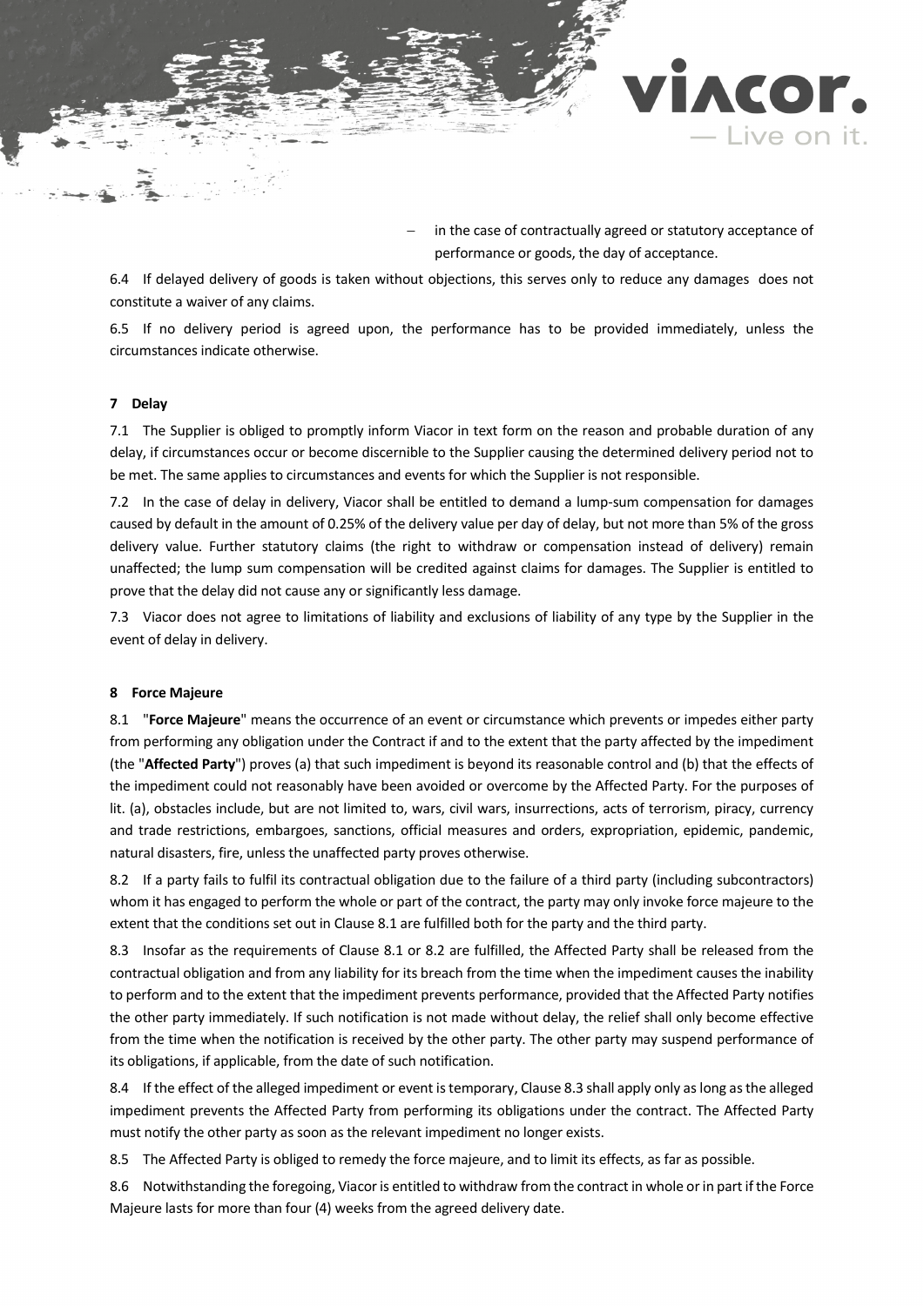– in the case of contractually agreed or statutory acceptance of performance or goods, the day of acceptance.

6.4 If delayed delivery of goods is taken without objections, this serves only to reduce any damages does not constitute a waiver of any claims.

6.5 If no delivery period is agreed upon, the performance has to be provided immediately, unless the circumstances indicate otherwise.

## 7 Delay

7.1 The Supplier is obliged to promptly inform Viacor in text form on the reason and probable duration of any delay, if circumstances occur or become discernible to the Supplier causing the determined delivery period not to be met. The same applies to circumstances and events for which the Supplier is not responsible.

7.2 In the case of delay in delivery, Viacor shall be entitled to demand a lump-sum compensation for damages caused by default in the amount of 0.25% of the delivery value per day of delay, but not more than 5% of the gross delivery value. Further statutory claims (the right to withdraw or compensation instead of delivery) remain unaffected; the lump sum compensation will be credited against claims for damages. The Supplier is entitled to prove that the delay did not cause any or significantly less damage.

7.3 Viacor does not agree to limitations of liability and exclusions of liability of any type by the Supplier in the event of delay in delivery.

## 8 Force Majeure

8.1 "**Force Majeure**" means the occurrence of an event or circumstance which prevents or impedes either party from performing any obligation under the Contract if and to the extent that the party affected by the impediment (the "**Affected Party**") proves (a) that such impediment is beyond its reasonable control and (b) that the effects of the impediment could not reasonably have been avoided or overcome by the Affected Party. For the purposes of lit. (a), obstacles include, but are not limited to, wars, civil wars, insurrections, acts of terrorism, piracy, currency and trade restrictions, embargoes, sanctions, official measures and orders, expropriation, epidemic, pandemic, natural disasters, fire, unless the unaffected party proves otherwise.

8.2 If a party fails to fulfil its contractual obligation due to the failure of a third party (including subcontractors) whom it has engaged to perform the whole or part of the contract, the party may only invoke force majeure to the extent that the conditions set out in Clause 8.1 are fulfilled both for the party and the third party.

8.3 Insofar as the requirements of Clause 8.1 or 8.2 are fulfilled, the Affected Party shall be released from the contractual obligation and from any liability for its breach from the time when the impediment causes the inability to perform and to the extent that the impediment prevents performance, provided that the Affected Party notifies the other party immediately. If such notification is not made without delay, the relief shall only become effective from the time when the notification is received by the other party. The other party may suspend performance of its obligations, if applicable, from the date of such notification.

8.4 If the effect of the alleged impediment or event is temporary, Clause 8.3 shall apply only as long as the alleged impediment prevents the Affected Party from performing its obligations under the contract. The Affected Party must notify the other party as soon as the relevant impediment no longer exists.

8.5 The Affected Party is obliged to remedy the force majeure, and to limit its effects, as far as possible.

8.6 Notwithstanding the foregoing, Viacor is entitled to withdraw from the contract in whole or in part if the Force Majeure lasts for more than four (4) weeks from the agreed delivery date.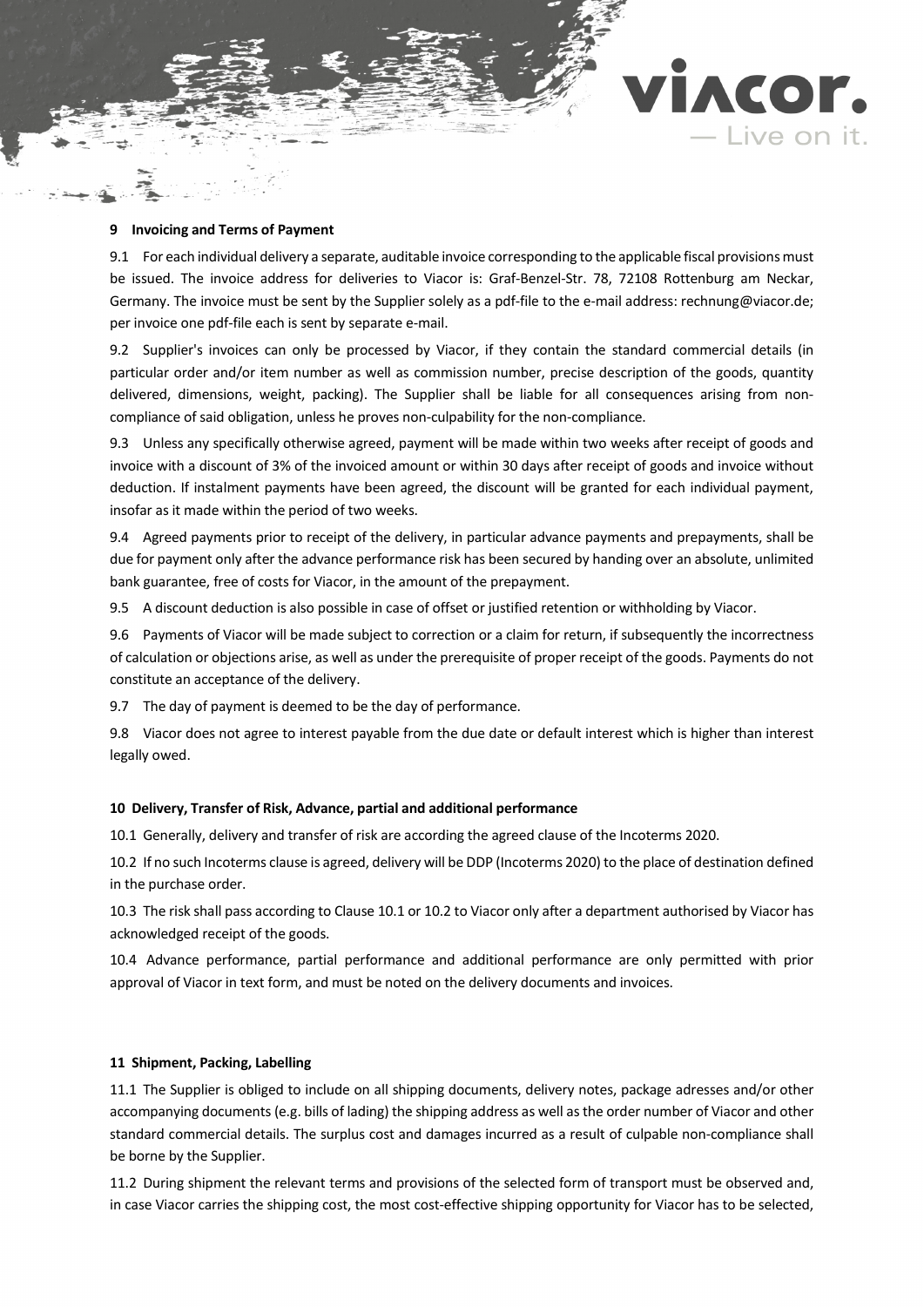## 9 Invoicing and Terms of Payment

9.1 For each individual delivery a separate, auditable invoice corresponding to the applicable fiscal provisions must be issued. The invoice address for deliveries to Viacor is: Graf-Benzel-Str. 78, 72108 Rottenburg am Neckar, Germany. The invoice must be sent by the Supplier solely as a pdf-file to the e-mail address: rechnung@viacor.de; per invoice one pdf-file each is sent by separate e-mail.

9.2 Supplier's invoices can only be processed by Viacor, if they contain the standard commercial details (in particular order and/or item number as well as commission number, precise description of the goods, quantity delivered, dimensions, weight, packing). The Supplier shall be liable for all consequences arising from non-compliance of said obligation, unless he proves non-culpability for the non-compliance.

9.3 Unless any specifically otherwise agreed, payment will be made within two weeks after receipt of goods and invoice with a discount of 3% of the invoiced amount or within 30 days after receipt of goods and invoice without deduction. If instalment payments have been agreed, the discount will be granted for each individual payment, insofar as it made within the period of two weeks.

9.4 Agreed payments prior to receipt of the delivery, in particular advance payments and prepayments, shall be due for payment only after the advance performance risk has been secured by handing over an absolute, unlimited bank guarantee, free of costs for Viacor, in the amount of the prepayment.

9.5 A discount deduction is also possible in case of offset or justified retention or withholding by Viacor.

9.6 Payments of Viacor will be made subject to correction or a claim for return, if subsequently the incorrectness of calculation or objections arise, as well as under the prerequisite of proper receipt of the goods. Payments do not constitute an acceptance of the delivery.

9.7 The day of payment is deemed to be the day of performance.

9.8 Viacor does not agree to interest payable from the due date or default interest which is higher than interest legally owed.

## 10 Delivery, Transfer of Risk, Advance, partial and additional performance

10.1 Generally, delivery and transfer of risk are according the agreed clause of the Incoterms 2020.

10.2 If no such Incoterms clause is agreed, delivery will be DDP (Incoterms 2020) to the place of destination defined in the purchase order.

10.3 The risk shall pass according to Clause 10.1 or 10.2 to Viacor only after a department authorised by Viacor has acknowledged receipt of the goods.

10.4 Advance performance, partial performance and additional performance are only permitted with prior approval of Viacor in text form, and must be noted on the delivery documents and invoices.

## 11 Shipment, Packing, Labelling

11.1 The Supplier is obliged to include on all shipping documents, delivery notes, package adresses and/or other accompanying documents (e.g. bills of lading) the shipping address as well as the order number of Viacor and other standard commercial details. The surplus cost and damages incurred as a result of culpable non-compliance shall be borne by the Supplier.

11.2 During shipment the relevant terms and provisions of the selected form of transport must be observed and, in case Viacor carries the shipping cost, the most cost-effective shipping opportunity for Viacor has to be selected,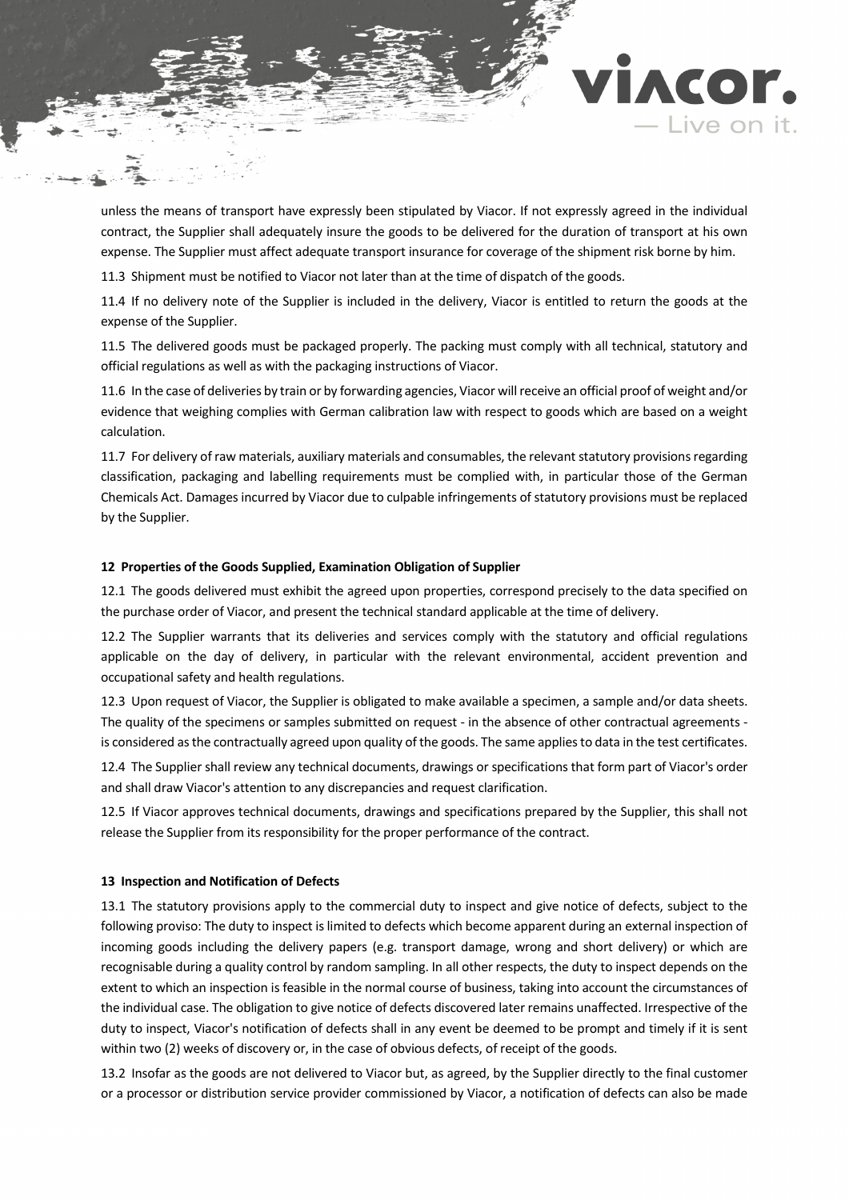unless the means of transport have expressly been stipulated by Viacor. If not expressly agreed in the individual contract, the Supplier shall adequately insure the goods to be delivered for the duration of transport at his own expense. The Supplier must affect adequate transport insurance for coverage of the shipment risk borne by him.

11.3 Shipment must be notified to Viacor not later than at the time of dispatch of the goods.

11.4 If no delivery note of the Supplier is included in the delivery, Viacor is entitled to return the goods at the expense of the Supplier.

11.5 The delivered goods must be packaged properly. The packing must comply with all technical, statutory and official regulations as well as with the packaging instructions of Viacor.

11.6 In the case of deliveries by train or by forwarding agencies, Viacor will receive an official proof of weight and/or evidence that weighing complies with German calibration law with respect to goods which are based on a weight calculation.

11.7 For delivery of raw materials, auxiliary materials and consumables, the relevant statutory provisions regarding classification, packaging and labelling requirements must be complied with, in particular those of the German Chemicals Act. Damages incurred by Viacor due to culpable infringements of statutory provisions must be replaced by the Supplier.

**12 Properties of the Goods Supplied, Examination Obligation of Supplier**

12.1 The goods delivered must exhibit the agreed upon properties, correspond precisely to the data specified on the purchase order of Viacor, and present the technical standard applicable at the time of delivery.

12.2 The Supplier warrants that its deliveries and services comply with the statutory and official regulations applicable on the day of delivery, in particular with the relevant environmental, accident prevention and occupational safety and health regulations.

12.3 Upon request of Viacor, the Supplier is obligated to make available a specimen, a sample and/or data sheets. The quality of the specimens or samples submitted on request - in the absence of other contractual agreements - is considered as the contractually agreed upon quality of the goods. The same applies to data in the test certificates.

12.4 The Supplier shall review any technical documents, drawings or specifications that form part of Viacor's order and shall draw Viacor's attention to any discrepancies and request clarification.

12.5 If Viacor approves technical documents, drawings and specifications prepared by the Supplier, this shall not release the Supplier from its responsibility for the proper performance of the contract.

**13 Inspection and Notification of Defects**

13.1 The statutory provisions apply to the commercial duty to inspect and give notice of defects, subject to the following proviso: The duty to inspect is limited to defects which become apparent during an external inspection of incoming goods including the delivery papers (e.g. transport damage, wrong and short delivery) or which are recognisable during a quality control by random sampling. In all other respects, the duty to inspect depends on the extent to which an inspection is feasible in the normal course of business, taking into account the circumstances of the individual case. The obligation to give notice of defects discovered later remains unaffected. Irrespective of the duty to inspect, Viacor's notification of defects shall in any event be deemed to be prompt and timely if it is sent within two (2) weeks of discovery or, in the case of obvious defects, of receipt of the goods.

13.2 Insofar as the goods are not delivered to Viacor but, as agreed, by the Supplier directly to the final customer or a processor or distribution service provider commissioned by Viacor, a notification of defects can also be made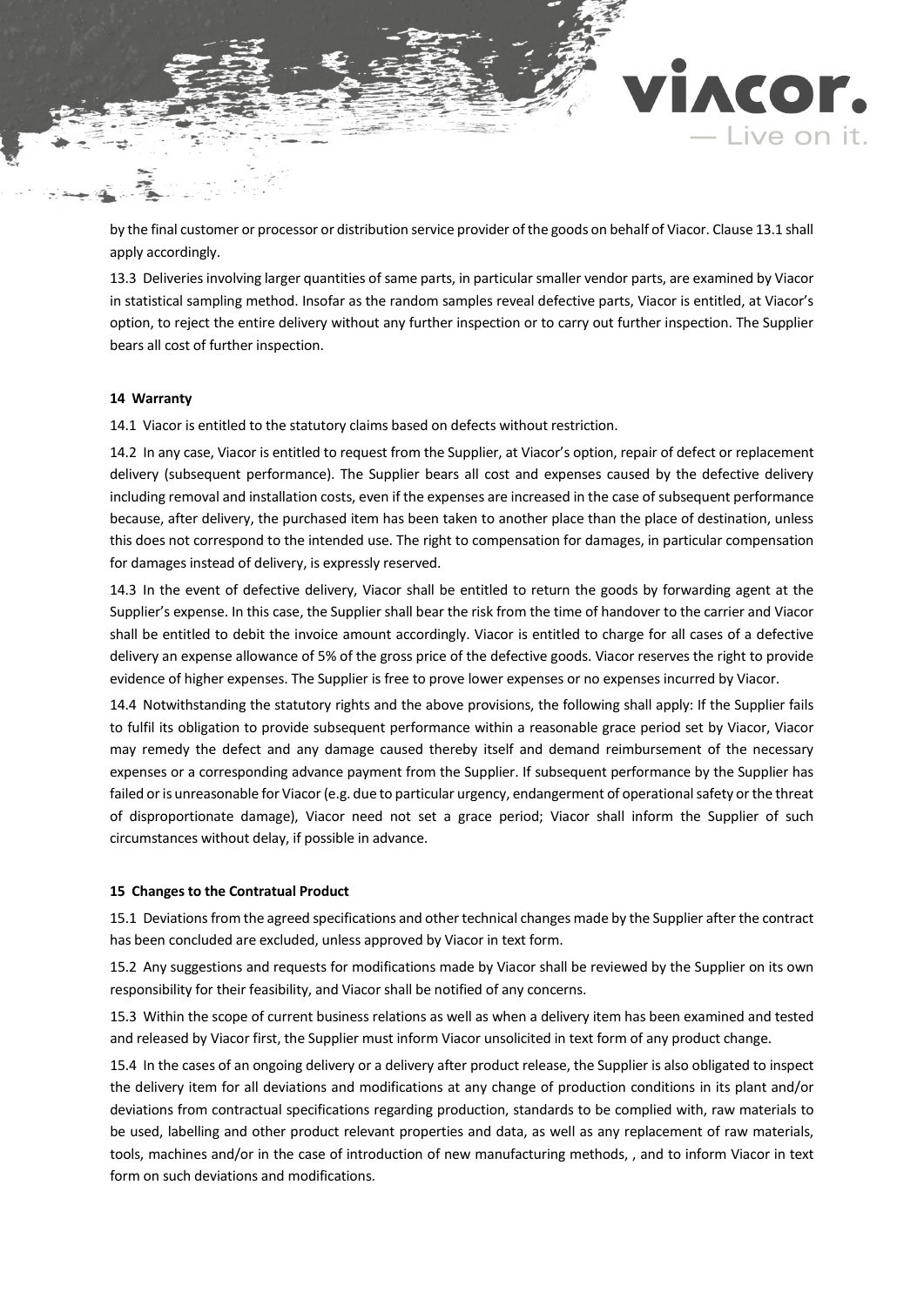by the final customer or processor or distribution service provider of the goods on behalf of Viacor. Clause 13.1 shall apply accordingly.

13.3 Deliveries involving larger quantities of same parts, in particular smaller vendor parts, are examined by Viacor in statistical sampling method. Insofar as the random samples reveal defective parts, Viacor is entitled, at Viacor's option, to reject the entire delivery without any further inspection or to carry out further inspection. The Supplier bears all cost of further inspection.

**14 Warranty**

14.1 Viacor is entitled to the statutory claims based on defects without restriction.

14.2 In any case, Viacor is entitled to request from the Supplier, at Viacor's option, repair of defect or replacement delivery (subsequent performance). The Supplier bears all cost and expenses caused by the defective delivery including removal and installation costs, even if the expenses are increased in the case of subsequent performance because, after delivery, the purchased item has been taken to another place than the place of destination, unless this does not correspond to the intended use. The right to compensation for damages, in particular compensation for damages instead of delivery, is expressly reserved.

14.3 In the event of defective delivery, Viacor shall be entitled to return the goods by forwarding agent at the Supplier's expense. In this case, the Supplier shall bear the risk from the time of handover to the carrier and Viacor shall be entitled to debit the invoice amount accordingly. Viacor is entitled to charge for all cases of a defective delivery an expense allowance of 5% of the gross price of the defective goods. Viacor reserves the right to provide evidence of higher expenses. The Supplier is free to prove lower expenses or no expenses incurred by Viacor.

14.4 Notwithstanding the statutory rights and the above provisions, the following shall apply: If the Supplier fails to fulfil its obligation to provide subsequent performance within a reasonable grace period set by Viacor, Viacor may remedy the defect and any damage caused thereby itself and demand reimbursement of the necessary expenses or a corresponding advance payment from the Supplier. If subsequent performance by the Supplier has failed or is unreasonable for Viacor (e.g. due to particular urgency, endangerment of operational safety or the threat of disproportionate damage), Viacor need not set a grace period; Viacor shall inform the Supplier of such circumstances without delay, if possible in advance.

**15 Changes to the Contratual Product**

15.1 Deviations from the agreed specifications and other technical changes made by the Supplier after the contract has been concluded are excluded, unless approved by Viacor in text form.

15.2 Any suggestions and requests for modifications made by Viacor shall be reviewed by the Supplier on its own responsibility for their feasibility, and Viacor shall be notified of any concerns.

15.3 Within the scope of current business relations as well as when a delivery item has been examined and tested and released by Viacor first, the Supplier must inform Viacor unsolicited in text form of any product change.

15.4 In the cases of an ongoing delivery or a delivery after product release, the Supplier is also obligated to inspect the delivery item for all deviations and modifications at any change of production conditions in its plant and/or deviations from contractual specifications regarding production, standards to be complied with, raw materials to be used, labelling and other product relevant properties and data, as well as any replacement of raw materials, tools, machines and/or in the case of introduction of new manufacturing methods, , and to inform Viacor in text form on such deviations and modifications.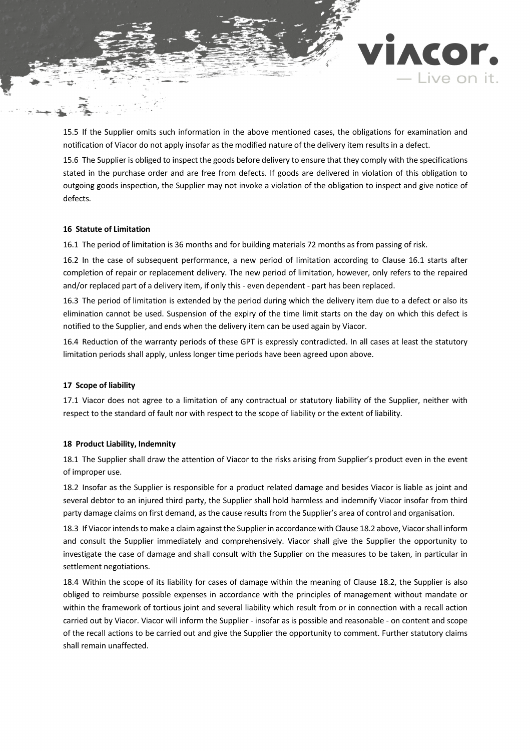15.5 If the Supplier omits such information in the above mentioned cases, the obligations for examination and notification of Viacor do not apply insofar as the modified nature of the delivery item results in a defect.

15.6 The Supplier is obliged to inspect the goods before delivery to ensure that they comply with the specifications stated in the purchase order and are free from defects. If goods are delivered in violation of this obligation to outgoing goods inspection, the Supplier may not invoke a violation of the obligation to inspect and give notice of defects.

## 16 Statute of Limitation

16.1 The period of limitation is 36 months and for building materials 72 months as from passing of risk.

16.2 In the case of subsequent performance, a new period of limitation according to Clause 16.1 starts after completion of repair or replacement delivery. The new period of limitation, however, only refers to the repaired and/or replaced part of a delivery item, if only this - even dependent - part has been replaced.

16.3 The period of limitation is extended by the period during which the delivery item due to a defect or also its elimination cannot be used. Suspension of the expiry of the time limit starts on the day on which this defect is notified to the Supplier, and ends when the delivery item can be used again by Viacor.

16.4 Reduction of the warranty periods of these GPT is expressly contradicted. In all cases at least the statutory limitation periods shall apply, unless longer time periods have been agreed upon above.

## 17 Scope of liability

17.1 Viacor does not agree to a limitation of any contractual or statutory liability of the Supplier, neither with respect to the standard of fault nor with respect to the scope of liability or the extent of liability.

## 18 Product Liability, Indemnity

18.1 The Supplier shall draw the attention of Viacor to the risks arising from Supplier's product even in the event of improper use.

18.2 Insofar as the Supplier is responsible for a product related damage and besides Viacor is liable as joint and several debtor to an injured third party, the Supplier shall hold harmless and indemnify Viacor insofar from third party damage claims on first demand, as the cause results from the Supplier's area of control and organisation.

18.3 If Viacor intends to make a claim against the Supplier in accordance with Clause 18.2 above, Viacor shall inform and consult the Supplier immediately and comprehensively. Viacor shall give the Supplier the opportunity to investigate the case of damage and shall consult with the Supplier on the measures to be taken, in particular in settlement negotiations.

18.4 Within the scope of its liability for cases of damage within the meaning of Clause 18.2, the Supplier is also obliged to reimburse possible expenses in accordance with the principles of management without mandate or within the framework of tortious joint and several liability which result from or in connection with a recall action carried out by Viacor. Viacor will inform the Supplier - insofar as is possible and reasonable - on content and scope of the recall actions to be carried out and give the Supplier the opportunity to comment. Further statutory claims shall remain unaffected.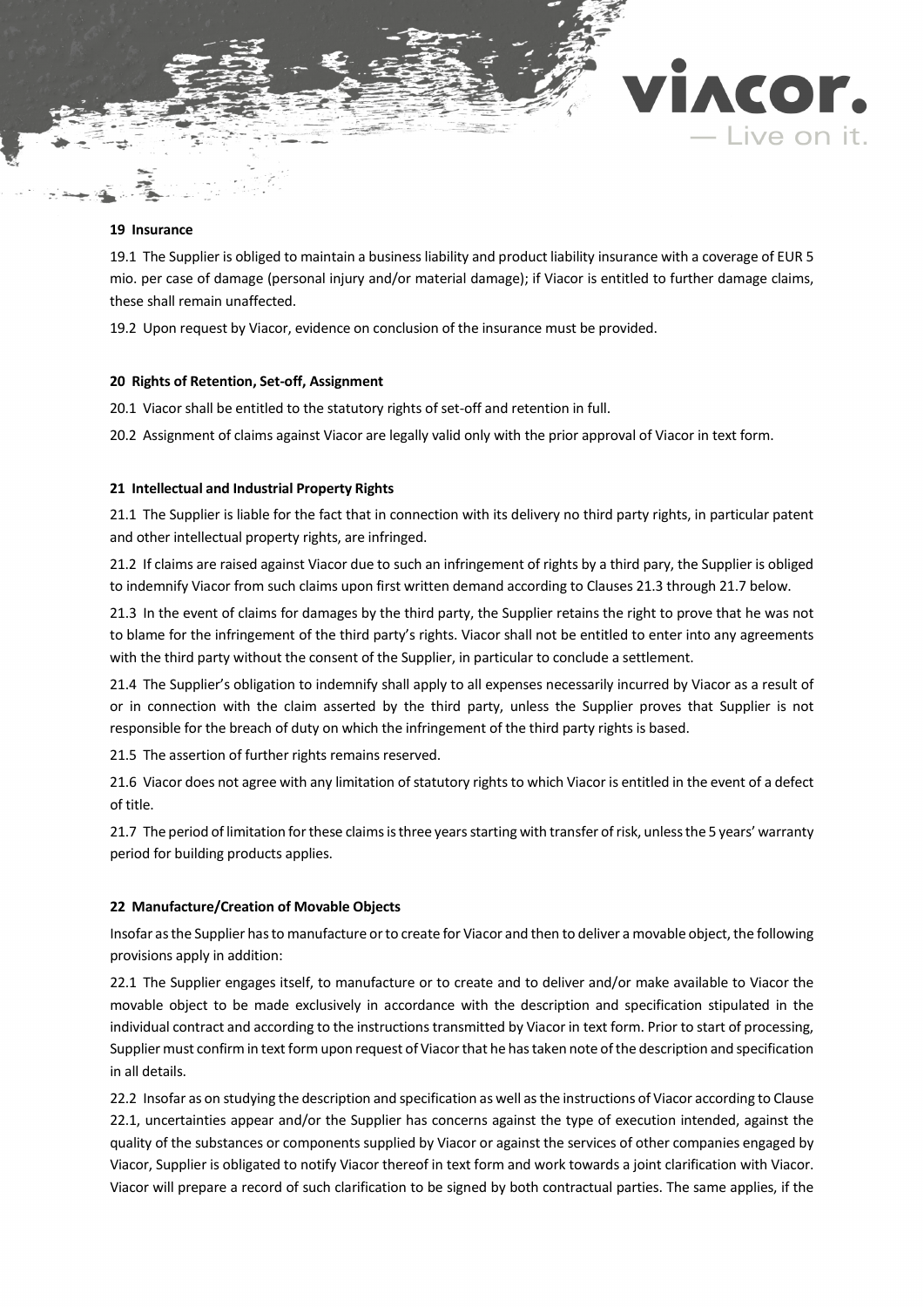## 19 Insurance

19.1 The Supplier is obliged to maintain a business liability and product liability insurance with a coverage of EUR 5 mio. per case of damage (personal injury and/or material damage); if Viacor is entitled to further damage claims, these shall remain unaffected.

19.2 Upon request by Viacor, evidence on conclusion of the insurance must be provided.

## 20 Rights of Retention, Set-off, Assignment

20.1 Viacor shall be entitled to the statutory rights of set-off and retention in full.

20.2 Assignment of claims against Viacor are legally valid only with the prior approval of Viacor in text form.

## 21 Intellectual and Industrial Property Rights

21.1 The Supplier is liable for the fact that in connection with its delivery no third party rights, in particular patent and other intellectual property rights, are infringed.

21.2 If claims are raised against Viacor due to such an infringement of rights by a third pary, the Supplier is obliged to indemnify Viacor from such claims upon first written demand according to Clauses 21.3 through 21.7 below.

21.3 In the event of claims for damages by the third party, the Supplier retains the right to prove that he was not to blame for the infringement of the third party's rights. Viacor shall not be entitled to enter into any agreements with the third party without the consent of the Supplier, in particular to conclude a settlement.

21.4 The Supplier's obligation to indemnify shall apply to all expenses necessarily incurred by Viacor as a result of or in connection with the claim asserted by the third party, unless the Supplier proves that Supplier is not responsible for the breach of duty on which the infringement of the third party rights is based.

21.5 The assertion of further rights remains reserved.

21.6 Viacor does not agree with any limitation of statutory rights to which Viacor is entitled in the event of a defect of title.

21.7 The period of limitation for these claims is three years starting with transfer of risk, unless the 5 years' warranty period for building products applies.

## 22 Manufacture/Creation of Movable Objects

Insofar as the Supplier has to manufacture or to create for Viacor and then to deliver a movable object, the following provisions apply in addition:

22.1 The Supplier engages itself, to manufacture or to create and to deliver and/or make available to Viacor the movable object to be made exclusively in accordance with the description and specification stipulated in the individual contract and according to the instructions transmitted by Viacor in text form. Prior to start of processing, Supplier must confirm in text form upon request of Viacor that he has taken note of the description and specification in all details.

22.2 Insofar as on studying the description and specification as well as the instructions of Viacor according to Clause 22.1, uncertainties appear and/or the Supplier has concerns against the type of execution intended, against the quality of the substances or components supplied by Viacor or against the services of other companies engaged by Viacor, Supplier is obligated to notify Viacor thereof in text form and work towards a joint clarification with Viacor. Viacor will prepare a record of such clarification to be signed by both contractual parties. The same applies, if the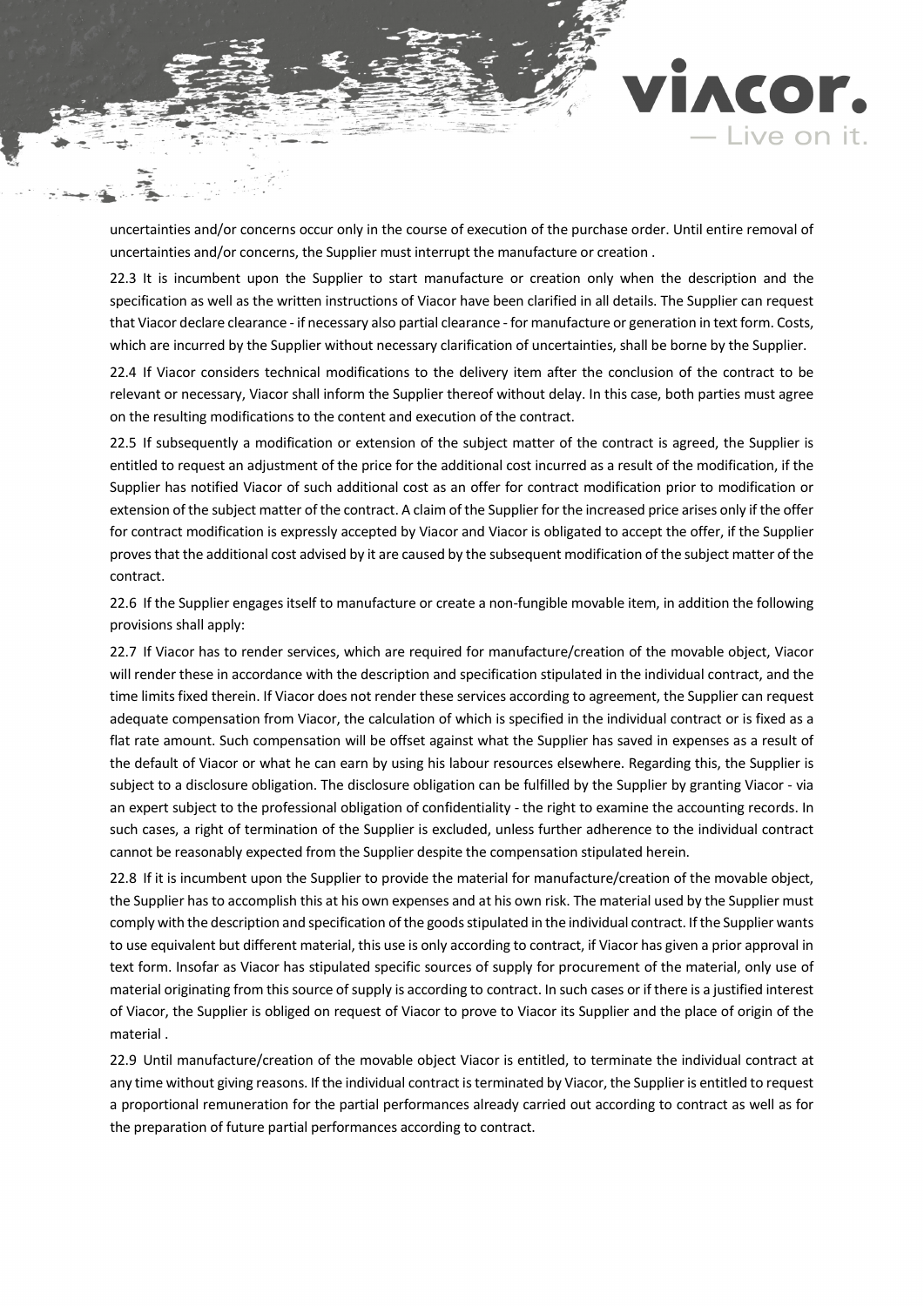uncertainties and/or concerns occur only in the course of execution of the purchase order. Until entire removal of uncertainties and/or concerns, the Supplier must interrupt the manufacture or creation .

22.3 It is incumbent upon the Supplier to start manufacture or creation only when the description and the specification as well as the written instructions of Viacor have been clarified in all details. The Supplier can request that Viacor declare clearance - if necessary also partial clearance - for manufacture or generation in text form. Costs, which are incurred by the Supplier without necessary clarification of uncertainties, shall be borne by the Supplier.

22.4 If Viacor considers technical modifications to the delivery item after the conclusion of the contract to be relevant or necessary, Viacor shall inform the Supplier thereof without delay. In this case, both parties must agree on the resulting modifications to the content and execution of the contract.

22.5 If subsequently a modification or extension of the subject matter of the contract is agreed, the Supplier is entitled to request an adjustment of the price for the additional cost incurred as a result of the modification, if the Supplier has notified Viacor of such additional cost as an offer for contract modification prior to modification or extension of the subject matter of the contract. A claim of the Supplier for the increased price arises only if the offer for contract modification is expressly accepted by Viacor and Viacor is obligated to accept the offer, if the Supplier proves that the additional cost advised by it are caused by the subsequent modification of the subject matter of the contract.

22.6 If the Supplier engages itself to manufacture or create a non-fungible movable item, in addition the following provisions shall apply:

22.7 If Viacor has to render services, which are required for manufacture/creation of the movable object, Viacor will render these in accordance with the description and specification stipulated in the individual contract, and the time limits fixed therein. If Viacor does not render these services according to agreement, the Supplier can request adequate compensation from Viacor, the calculation of which is specified in the individual contract or is fixed as a flat rate amount. Such compensation will be offset against what the Supplier has saved in expenses as a result of the default of Viacor or what he can earn by using his labour resources elsewhere. Regarding this, the Supplier is subject to a disclosure obligation. The disclosure obligation can be fulfilled by the Supplier by granting Viacor - via an expert subject to the professional obligation of confidentiality - the right to examine the accounting records. In such cases, a right of termination of the Supplier is excluded, unless further adherence to the individual contract cannot be reasonably expected from the Supplier despite the compensation stipulated herein.

22.8 If it is incumbent upon the Supplier to provide the material for manufacture/creation of the movable object, the Supplier has to accomplish this at his own expenses and at his own risk. The material used by the Supplier must comply with the description and specification of the goods stipulated in the individual contract. If the Supplier wants to use equivalent but different material, this use is only according to contract, if Viacor has given a prior approval in text form. Insofar as Viacor has stipulated specific sources of supply for procurement of the material, only use of material originating from this source of supply is according to contract. In such cases or if there is a justified interest of Viacor, the Supplier is obliged on request of Viacor to prove to Viacor its Supplier and the place of origin of the material .

22.9 Until manufacture/creation of the movable object Viacor is entitled, to terminate the individual contract at any time without giving reasons. If the individual contract is terminated by Viacor, the Supplier is entitled to request a proportional remuneration for the partial performances already carried out according to contract as well as for the preparation of future partial performances according to contract.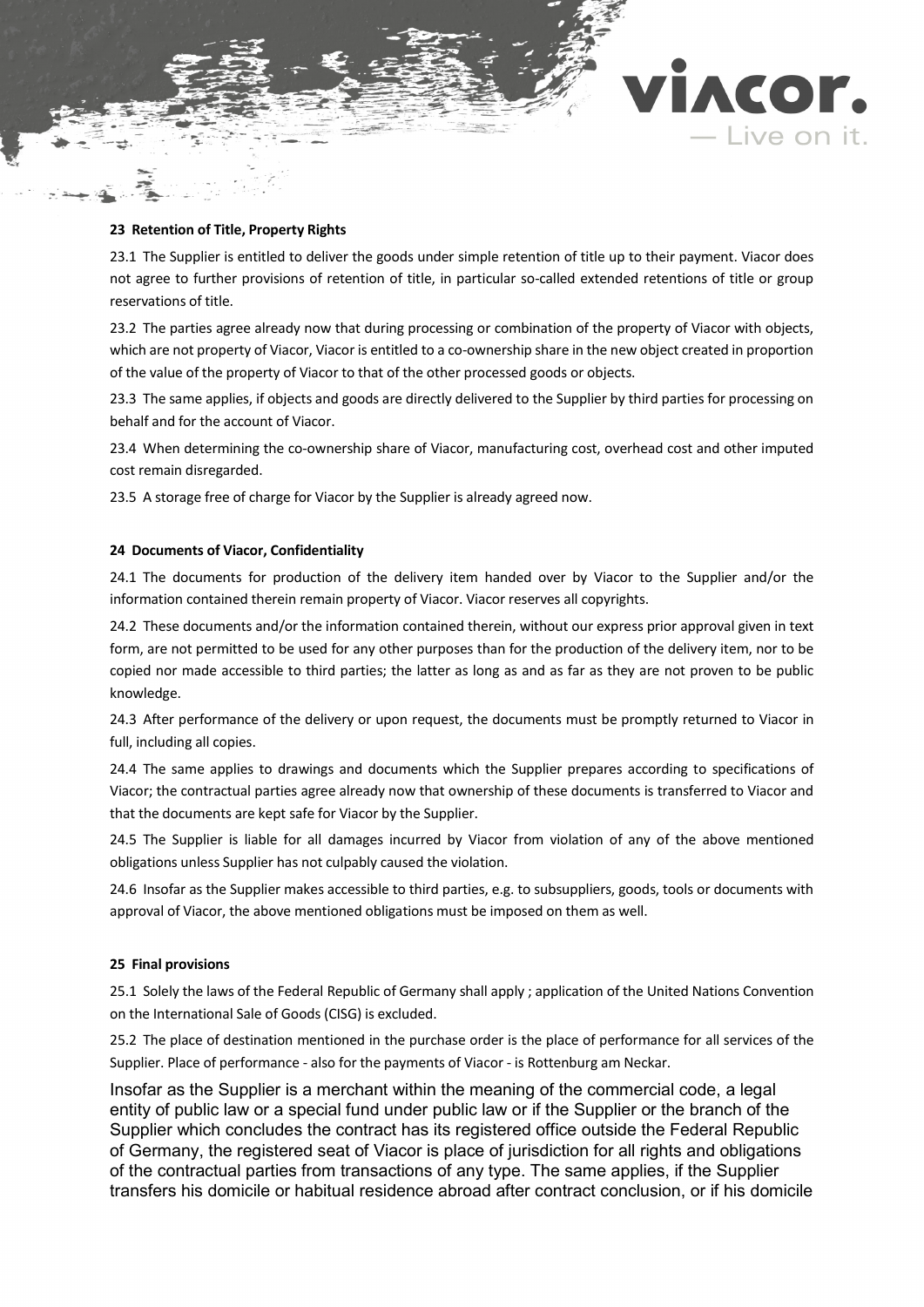## 23 Retention of Title, Property Rights

23.1 The Supplier is entitled to deliver the goods under simple retention of title up to their payment. Viacor does not agree to further provisions of retention of title, in particular so-called extended retentions of title or group reservations of title.

23.2 The parties agree already now that during processing or combination of the property of Viacor with objects, which are not property of Viacor, Viacor is entitled to a co-ownership share in the new object created in proportion of the value of the property of Viacor to that of the other processed goods or objects.

23.3 The same applies, if objects and goods are directly delivered to the Supplier by third parties for processing on behalf and for the account of Viacor.

23.4 When determining the co-ownership share of Viacor, manufacturing cost, overhead cost and other imputed cost remain disregarded.

23.5 A storage free of charge for Viacor by the Supplier is already agreed now.

## 24 Documents of Viacor, Confidentiality

24.1 The documents for production of the delivery item handed over by Viacor to the Supplier and/or the information contained therein remain property of Viacor. Viacor reserves all copyrights.

24.2 These documents and/or the information contained therein, without our express prior approval given in text form, are not permitted to be used for any other purposes than for the production of the delivery item, nor to be copied nor made accessible to third parties; the latter as long as and as far as they are not proven to be public knowledge.

24.3 After performance of the delivery or upon request, the documents must be promptly returned to Viacor in full, including all copies.

24.4 The same applies to drawings and documents which the Supplier prepares according to specifications of Viacor; the contractual parties agree already now that ownership of these documents is transferred to Viacor and that the documents are kept safe for Viacor by the Supplier.

24.5 The Supplier is liable for all damages incurred by Viacor from violation of any of the above mentioned obligations unless Supplier has not culpably caused the violation.

24.6 Insofar as the Supplier makes accessible to third parties, e.g. to subsuppliers, goods, tools or documents with approval of Viacor, the above mentioned obligations must be imposed on them as well.

## 25 Final provisions

25.1 Solely the laws of the Federal Republic of Germany shall apply ; application of the United Nations Convention on the International Sale of Goods (CISG) is excluded.

25.2 The place of destination mentioned in the purchase order is the place of performance for all services of the Supplier. Place of performance - also for the payments of Viacor - is Rottenburg am Neckar.

Insofar as the Supplier is a merchant within the meaning of the commercial code, a legal entity of public law or a special fund under public law or if the Supplier or the branch of the Supplier which concludes the contract has its registered office outside the Federal Republic of Germany, the registered seat of Viacor is place of jurisdiction for all rights and obligations of the contractual parties from transactions of any type. The same applies, if the Supplier transfers his domicile or habitual residence abroad after contract conclusion, or if his domicile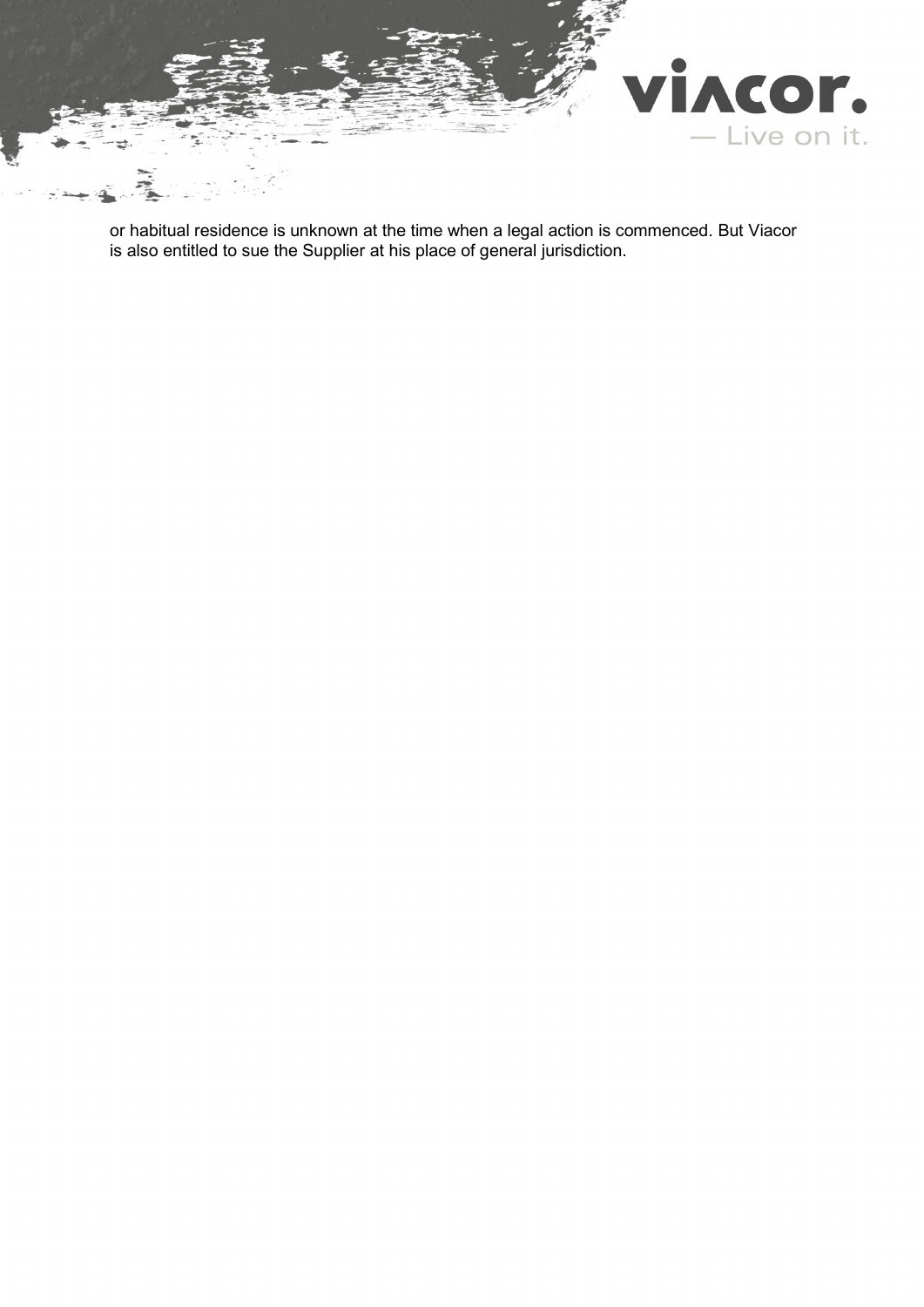or habitual residence is unknown at the time when a legal action is commenced. But Viacor is also entitled to sue the Supplier at his place of general jurisdiction.